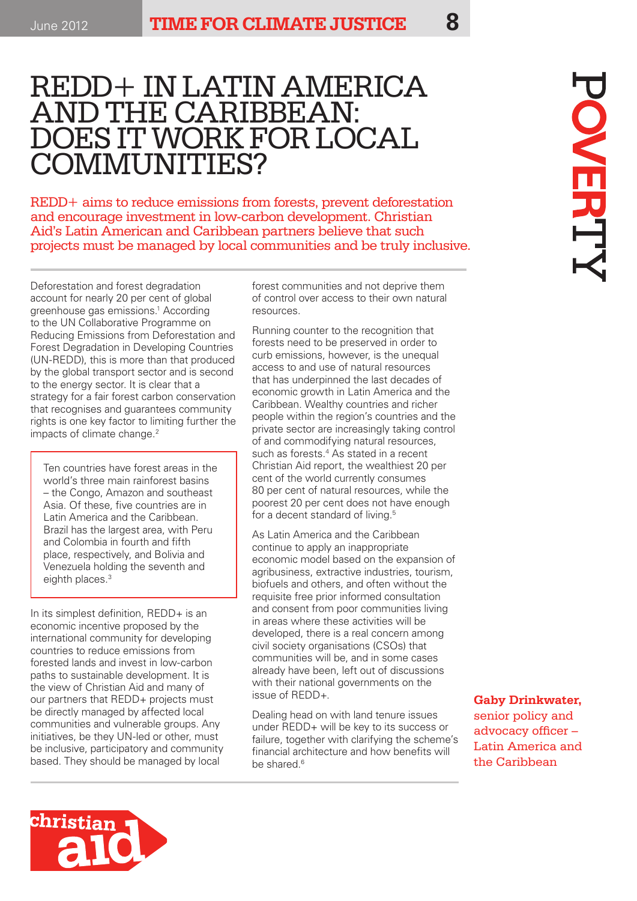# REDD+ IN LATIN AMERICA AND THE CARIBBEAN: DOES IT WORK FOR LOCAL COMMUNITIES?

REDD+ aims to reduce emissions from forests, prevent deforestation and encourage investment in low-carbon development. Christian Aid's Latin American and Caribbean partners believe that such projects must be managed by local communities and be truly inclusive.

Deforestation and forest degradation account for nearly 20 per cent of global greenhouse gas emissions.[1] According to the UN Collaborative Programme on Reducing Emissions from Deforestation and Forest Degradation in Developing Countries (UN-REDD), this is more than that produced by the global transport sector and is second to the energy sector. It is clear that a strategy for a fair forest carbon conservation that recognises and guarantees community rights is one key factor to limiting further the impacts of climate change.[2]

> Ten countries have forest areas in the world's three main rainforest basins – the Congo, Amazon and southeast Asia. Of these, five countries are in Latin America and the Caribbean. Brazil has the largest area, with Peru and Colombia in fourth and fifth place, respectively, and Bolivia and Venezuela holding the seventh and eighth places.[3]

In its simplest definition, REDD+ is an economic incentive proposed by the international community for developing countries to reduce emissions from forested lands and invest in low-carbon paths to sustainable development. It is the view of Christian Aid and many of our partners that REDD+ projects must be directly managed by affected local communities and vulnerable groups. Any initiatives, be they UN-led or other, must be inclusive, participatory and community based. They should be managed by local forest communities and not deprive them of control over access to their own natural resources.

Running counter to the recognition that forests need to be preserved in order to curb emissions, however, is the unequal access to and use of natural resources that has underpinned the last decades of economic growth in Latin America and the Caribbean. Wealthy countries and richer people within the region's countries and the private sector are increasingly taking control of and commodifying natural resources, such as forests.[4] As stated in a recent Christian Aid report, the wealthiest 20 per cent of the world currently consumes 80 per cent of natural resources, while the poorest 20 per cent does not have enough for a decent standard of living.[5]

As Latin America and the Caribbean continue to apply an inappropriate economic model based on the expansion of agribusiness, extractive industries, tourism, biofuels and others, and often without the requisite free prior informed consultation and consent from poor communities living in areas where these activities will be developed, there is a real concern among civil society organisations (CSOs) that communities will be, and in some cases already have been, left out of discussions with their national governments on the issue of REDD+.

Dealing head on with land tenure issues under REDD+ will be key to its success or failure, together with clarifying the scheme's financial architecture and how benefits will be shared.[6]

**Gaby Drinkwater,** senior policy and advocacy officer – Latin America and the Caribbean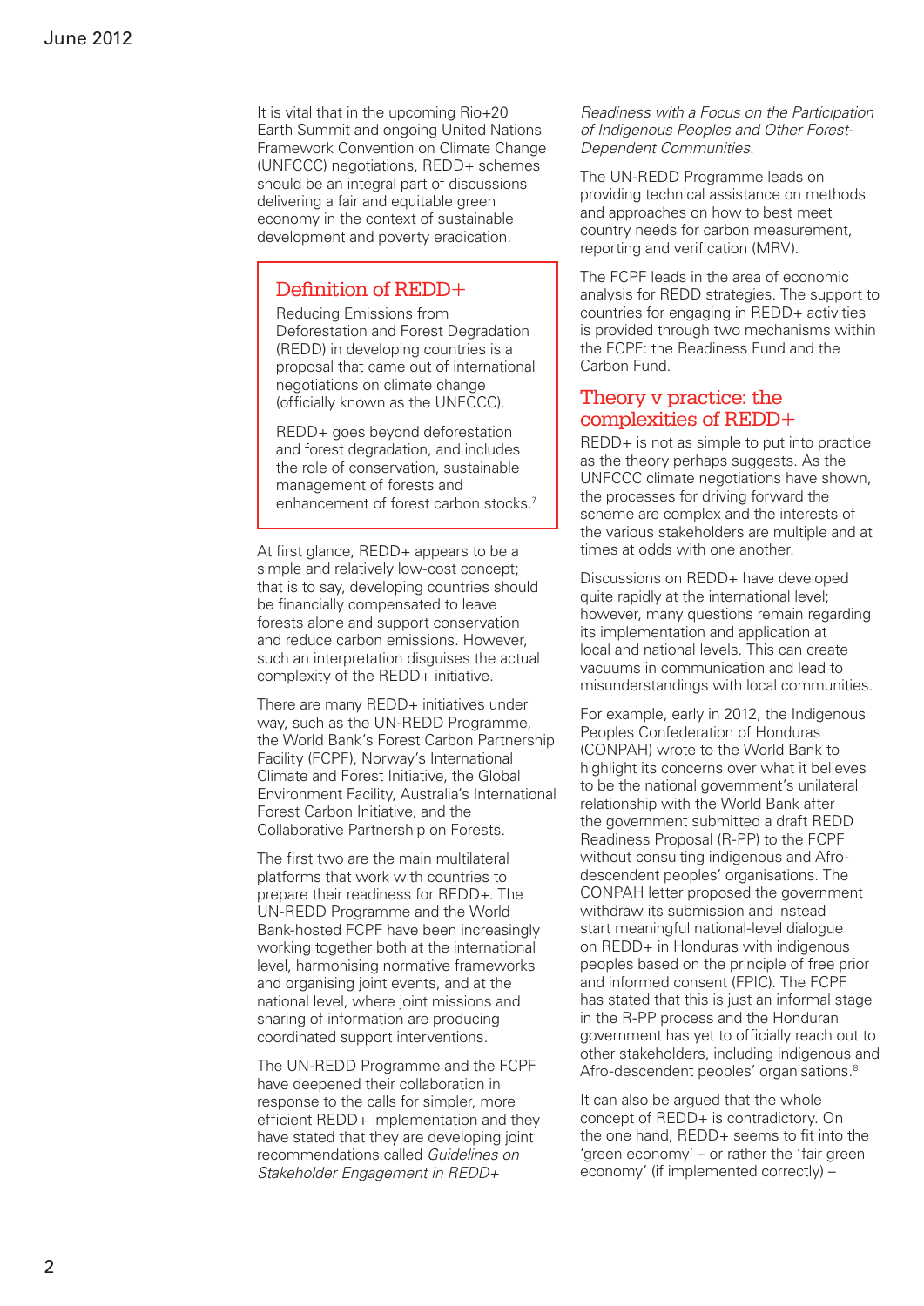It is vital that in the upcoming Rio+20 Earth Summit and ongoing United Nations Framework Convention on Climate Change (UNFCCC) negotiations, REDD+ schemes should be an integral part of discussions delivering a fair and equitable green economy in the context of sustainable development and poverty eradication.

## Definition of REDD+

Reducing Emissions from Deforestation and Forest Degradation (REDD) in developing countries is a proposal that came out of international negotiations on climate change (officially known as the UNFCCC).

REDD+ goes beyond deforestation and forest degradation, and includes the role of conservation, sustainable management of forests and enhancement of forest carbon stocks.[7]

At first glance, REDD+ appears to be a simple and relatively low-cost concept; that is to say, developing countries should be financially compensated to leave forests alone and support conservation and reduce carbon emissions. However, such an interpretation disguises the actual complexity of the REDD+ initiative.

There are many REDD+ initiatives under way, such as the UN-REDD Programme, the World Bank's Forest Carbon Partnership Facility (FCPF), Norway's International Climate and Forest Initiative, the Global Environment Facility, Australia's International Forest Carbon Initiative, and the Collaborative Partnership on Forests.

The first two are the main multilateral platforms that work with countries to prepare their readiness for REDD+. The UN-REDD Programme and the World Bank-hosted FCPF have been increasingly working together both at the international level, harmonising normative frameworks and organising joint events, and at the national level, where joint missions and sharing of information are producing coordinated support interventions.

The UN-REDD Programme and the FCPF have deepened their collaboration in response to the calls for simpler, more efficient REDD+ implementation and they have stated that they are developing joint recommendations called *Guidelines on Stakeholder Engagement in REDD+ Readiness with a Focus on the Participation of Indigenous Peoples and Other Forest-Dependent Communities.*

The UN-REDD Programme leads on providing technical assistance on methods and approaches on how to best meet country needs for carbon measurement, reporting and verification (MRV).

The FCPF leads in the area of economic analysis for REDD strategies. The support to countries for engaging in REDD+ activities is provided through two mechanisms within the FCPF: the Readiness Fund and the Carbon Fund.

## Theory v practice: the complexities of REDD+

REDD+ is not as simple to put into practice as the theory perhaps suggests. As the UNFCCC climate negotiations have shown, the processes for driving forward the scheme are complex and the interests of the various stakeholders are multiple and at times at odds with one another.

Discussions on REDD+ have developed quite rapidly at the international level; however, many questions remain regarding its implementation and application at local and national levels. This can create vacuums in communication and lead to misunderstandings with local communities.

For example, early in 2012, the Indigenous Peoples Confederation of Honduras (CONPAH) wrote to the World Bank to highlight its concerns over what it believes to be the national government's unilateral relationship with the World Bank after the government submitted a draft REDD Readiness Proposal (R-PP) to the FCPF without consulting indigenous and Afro-descendent peoples' organisations. The CONPAH letter proposed the government withdraw its submission and instead start meaningful national-level dialogue on REDD+ in Honduras with indigenous peoples based on the principle of free prior and informed consent (FPIC). The FCPF has stated that this is just an informal stage in the R-PP process and the Honduran government has yet to officially reach out to other stakeholders, including indigenous and Afro-descendent peoples' organisations.[8]

It can also be argued that the whole concept of REDD+ is contradictory. On the one hand, REDD+ seems to fit into the 'green economy' – or rather the 'fair green economy' (if implemented correctly) –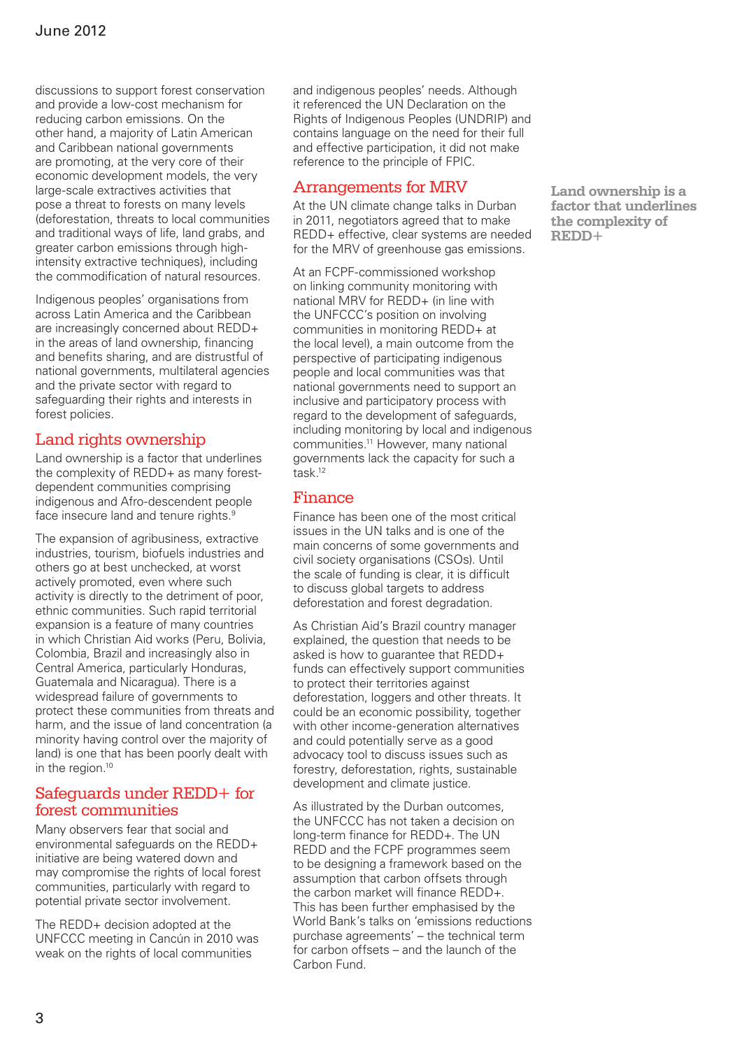discussions to support forest conservation and provide a low-cost mechanism for reducing carbon emissions. On the other hand, a majority of Latin American and Caribbean national governments are promoting, at the very core of their economic development models, the very large-scale extractives activities that pose a threat to forests on many levels (deforestation, threats to local communities and traditional ways of life, land grabs, and greater carbon emissions through high-intensity extractive techniques), including the commodification of natural resources.

Indigenous peoples' organisations from across Latin America and the Caribbean are increasingly concerned about REDD+ in the areas of land ownership, financing and benefits sharing, and are distrustful of national governments, multilateral agencies and the private sector with regard to safeguarding their rights and interests in forest policies.

## Land rights ownership

Land ownership is a factor that underlines the complexity of REDD+ as many forest-dependent communities comprising indigenous and Afro-descendent people face insecure land and tenure rights.[9]

The expansion of agribusiness, extractive industries, tourism, biofuels industries and others go at best unchecked, at worst actively promoted, even where such activity is directly to the detriment of poor, ethnic communities. Such rapid territorial expansion is a feature of many countries in which Christian Aid works (Peru, Bolivia, Colombia, Brazil and increasingly also in Central America, particularly Honduras, Guatemala and Nicaragua). There is a widespread failure of governments to protect these communities from threats and harm, and the issue of land concentration (a minority having control over the majority of land) is one that has been poorly dealt with in the region.[10]

## Safeguards under REDD+ for forest communities

Many observers fear that social and environmental safeguards on the REDD+ initiative are being watered down and may compromise the rights of local forest communities, particularly with regard to potential private sector involvement.

The REDD+ decision adopted at the UNFCCC meeting in Cancún in 2010 was weak on the rights of local communities and indigenous peoples' needs. Although it referenced the UN Declaration on the Rights of Indigenous Peoples (UNDRIP) and contains language on the need for their full and effective participation, it did not make reference to the principle of FPIC.

## Arrangements for MRV

At the UN climate change talks in Durban in 2011, negotiators agreed that to make REDD+ effective, clear systems are needed for the MRV of greenhouse gas emissions.

At an FCPF-commissioned workshop on linking community monitoring with national MRV for REDD+ (in line with the UNFCCC's position on involving communities in monitoring REDD+ at the local level), a main outcome from the perspective of participating indigenous people and local communities was that national governments need to support an inclusive and participatory process with regard to the development of safeguards, including monitoring by local and indigenous communities.[11] However, many national governments lack the capacity for such a task.[12]

## Finance

Finance has been one of the most critical issues in the UN talks and is one of the main concerns of some governments and civil society organisations (CSOs). Until the scale of funding is clear, it is difficult to discuss global targets to address deforestation and forest degradation.

As Christian Aid's Brazil country manager explained, the question that needs to be asked is how to guarantee that REDD+ funds can effectively support communities to protect their territories against deforestation, loggers and other threats. It could be an economic possibility, together with other income-generation alternatives and could potentially serve as a good advocacy tool to discuss issues such as forestry, deforestation, rights, sustainable development and climate justice.

As illustrated by the Durban outcomes, the UNFCCC has not taken a decision on long-term finance for REDD+. The UN REDD and the FCPF programmes seem to be designing a framework based on the assumption that carbon offsets through the carbon market will finance REDD+. This has been further emphasised by the World Bank's talks on 'emissions reductions purchase agreements' – the technical term for carbon offsets – and the launch of the Carbon Fund.

**Land ownership is a factor that underlines the complexity of REDD+**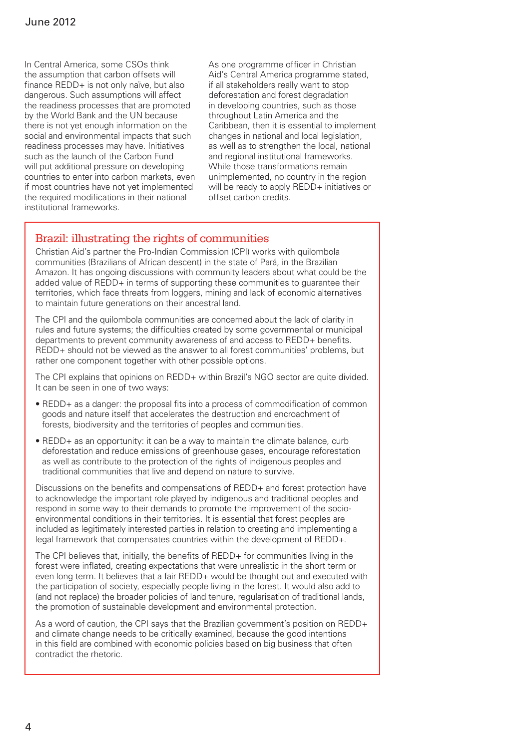In Central America, some CSOs think the assumption that carbon offsets will finance REDD+ is not only naïve, but also dangerous. Such assumptions will affect the readiness processes that are promoted by the World Bank and the UN because there is not yet enough information on the social and environmental impacts that such readiness processes may have. Initiatives such as the launch of the Carbon Fund will put additional pressure on developing countries to enter into carbon markets, even if most countries have not yet implemented the required modifications in their national institutional frameworks.

As one programme officer in Christian Aid's Central America programme stated, if all stakeholders really want to stop deforestation and forest degradation in developing countries, such as those throughout Latin America and the Caribbean, then it is essential to implement changes in national and local legislation, as well as to strengthen the local, national and regional institutional frameworks. While those transformations remain unimplemented, no country in the region will be ready to apply REDD+ initiatives or offset carbon credits.

## Brazil: illustrating the rights of communities

Christian Aid's partner the Pro-Indian Commission (CPI) works with quilombola communities (Brazilians of African descent) in the state of Pará, in the Brazilian Amazon. It has ongoing discussions with community leaders about what could be the added value of REDD+ in terms of supporting these communities to guarantee their territories, which face threats from loggers, mining and lack of economic alternatives to maintain future generations on their ancestral land.

The CPI and the quilombola communities are concerned about the lack of clarity in rules and future systems; the difficulties created by some governmental or municipal departments to prevent community awareness of and access to REDD+ benefits. REDD+ should not be viewed as the answer to all forest communities' problems, but rather one component together with other possible options.

The CPI explains that opinions on REDD+ within Brazil's NGO sector are quite divided. It can be seen in one of two ways:

- REDD+ as a danger: the proposal fits into a process of commodification of common goods and nature itself that accelerates the destruction and encroachment of forests, biodiversity and the territories of peoples and communities.
- REDD+ as an opportunity: it can be a way to maintain the climate balance, curb deforestation and reduce emissions of greenhouse gases, encourage reforestation as well as contribute to the protection of the rights of indigenous peoples and traditional communities that live and depend on nature to survive.

Discussions on the benefits and compensations of REDD+ and forest protection have to acknowledge the important role played by indigenous and traditional peoples and respond in some way to their demands to promote the improvement of the socio-environmental conditions in their territories. It is essential that forest peoples are included as legitimately interested parties in relation to creating and implementing a legal framework that compensates countries within the development of REDD+.

The CPI believes that, initially, the benefits of REDD+ for communities living in the forest were inflated, creating expectations that were unrealistic in the short term or even long term. It believes that a fair REDD+ would be thought out and executed with the participation of society, especially people living in the forest. It would also add to (and not replace) the broader policies of land tenure, regularisation of traditional lands, the promotion of sustainable development and environmental protection.

As a word of caution, the CPI says that the Brazilian government's position on REDD+ and climate change needs to be critically examined, because the good intentions in this field are combined with economic policies based on big business that often contradict the rhetoric.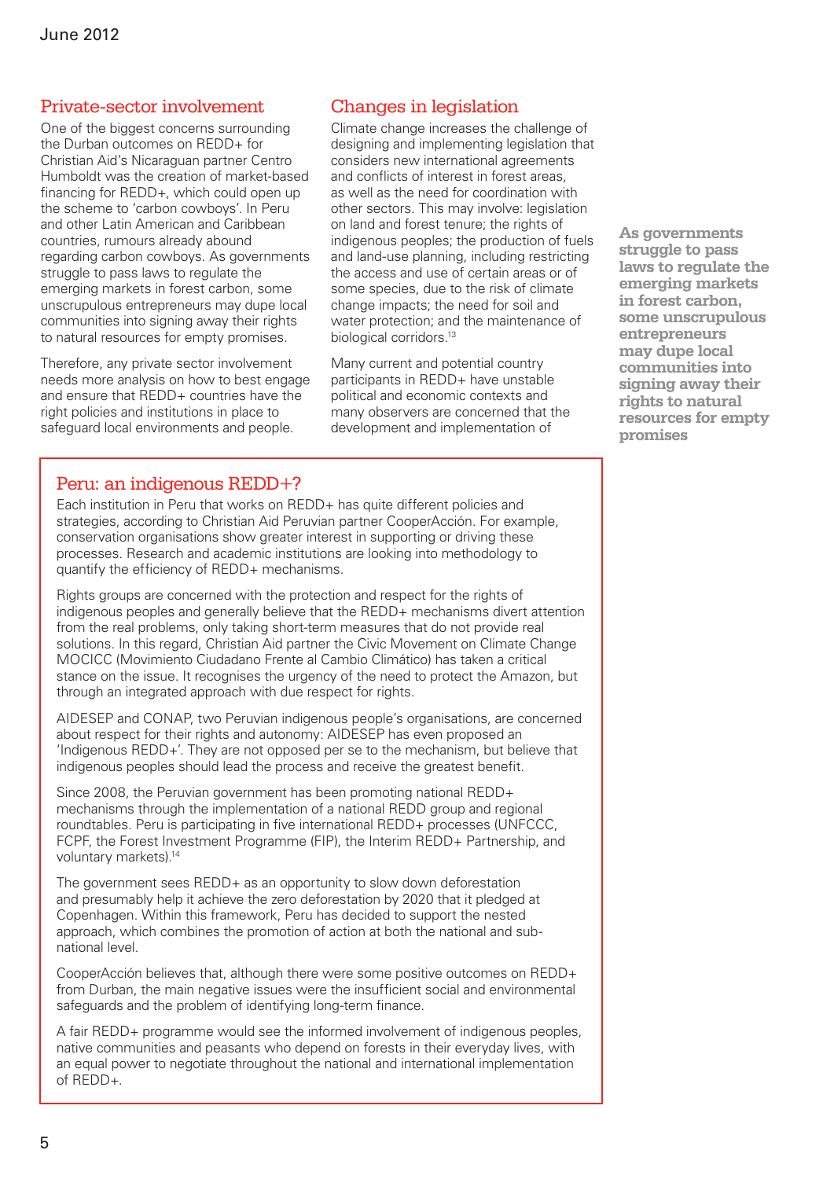## Private-sector involvement

One of the biggest concerns surrounding the Durban outcomes on REDD+ for Christian Aid's Nicaraguan partner Centro Humboldt was the creation of market-based financing for REDD+, which could open up the scheme to 'carbon cowboys'. In Peru and other Latin American and Caribbean countries, rumours already abound regarding carbon cowboys. As governments struggle to pass laws to regulate the emerging markets in forest carbon, some unscrupulous entrepreneurs may dupe local communities into signing away their rights to natural resources for empty promises.

Therefore, any private sector involvement needs more analysis on how to best engage and ensure that REDD+ countries have the right policies and institutions in place to safeguard local environments and people.

## Changes in legislation

Climate change increases the challenge of designing and implementing legislation that considers new international agreements and conflicts of interest in forest areas, as well as the need for coordination with other sectors. This may involve: legislation on land and forest tenure; the rights of indigenous peoples; the production of fuels and land-use planning, including restricting the access and use of certain areas or of some species, due to the risk of climate change impacts; the need for soil and water protection; and the maintenance of biological corridors.[13]

Many current and potential country participants in REDD+ have unstable political and economic contexts and many observers are concerned that the development and implementation of

**As governments struggle to pass laws to regulate the emerging markets in forest carbon, some unscrupulous entrepreneurs may dupe local communities into signing away their rights to natural resources for empty promises**

### Peru: an indigenous REDD+?

Each institution in Peru that works on REDD+ has quite different policies and strategies, according to Christian Aid Peruvian partner CooperAcción. For example, conservation organisations show greater interest in supporting or driving these processes. Research and academic institutions are looking into methodology to quantify the efficiency of REDD+ mechanisms.

Rights groups are concerned with the protection and respect for the rights of indigenous peoples and generally believe that the REDD+ mechanisms divert attention from the real problems, only taking short-term measures that do not provide real solutions. In this regard, Christian Aid partner the Civic Movement on Climate Change MOCICC (Movimiento Ciudadano Frente al Cambio Climático) has taken a critical stance on the issue. It recognises the urgency of the need to protect the Amazon, but through an integrated approach with due respect for rights.

AIDESEP and CONAP, two Peruvian indigenous people's organisations, are concerned about respect for their rights and autonomy: AIDESEP has even proposed an 'Indigenous REDD+'. They are not opposed per se to the mechanism, but believe that indigenous peoples should lead the process and receive the greatest benefit.

Since 2008, the Peruvian government has been promoting national REDD+ mechanisms through the implementation of a national REDD group and regional roundtables. Peru is participating in five international REDD+ processes (UNFCCC, FCPF, the Forest Investment Programme (FIP), the Interim REDD+ Partnership, and voluntary markets).[14]

The government sees REDD+ as an opportunity to slow down deforestation and presumably help it achieve the zero deforestation by 2020 that it pledged at Copenhagen. Within this framework, Peru has decided to support the nested approach, which combines the promotion of action at both the national and sub-national level.

CooperAcción believes that, although there were some positive outcomes on REDD+ from Durban, the main negative issues were the insufficient social and environmental safeguards and the problem of identifying long-term finance.

A fair REDD+ programme would see the informed involvement of indigenous peoples, native communities and peasants who depend on forests in their everyday lives, with an equal power to negotiate throughout the national and international implementation of REDD+.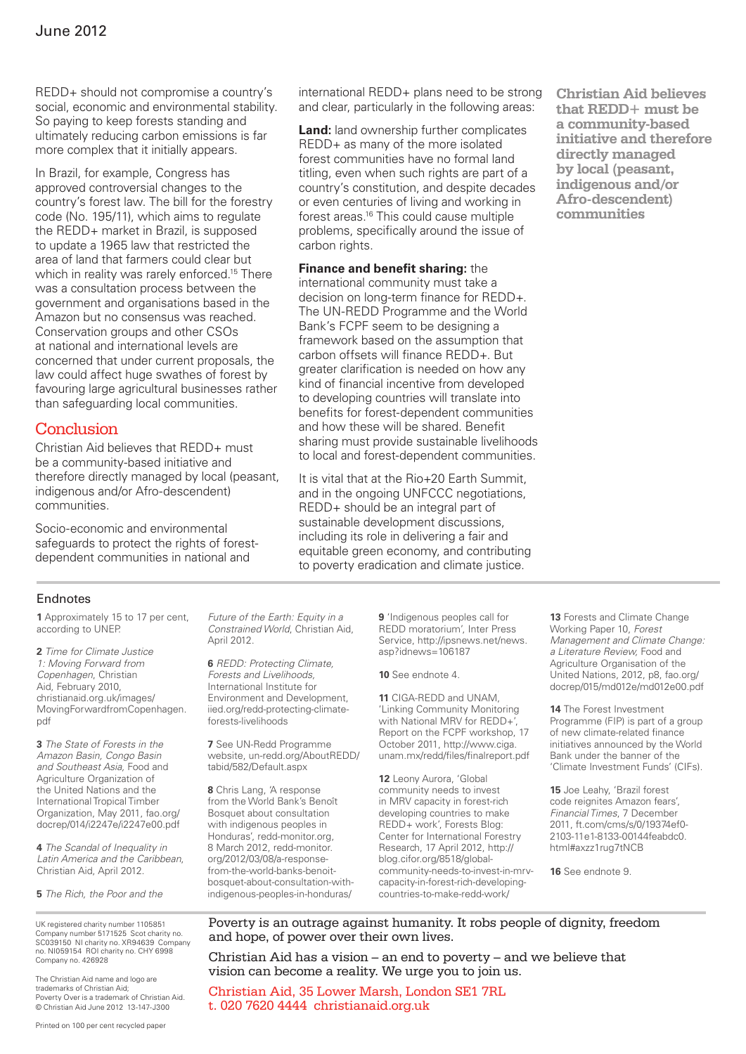REDD+ should not compromise a country's social, economic and environmental stability. So paying to keep forests standing and ultimately reducing carbon emissions is far more complex that it initially appears.

In Brazil, for example, Congress has approved controversial changes to the country's forest law. The bill for the forestry code (No. 195/11), which aims to regulate the REDD+ market in Brazil, is supposed to update a 1965 law that restricted the area of land that farmers could clear but which in reality was rarely enforced.[15] There was a consultation process between the government and organisations based in the Amazon but no consensus was reached. Conservation groups and other CSOs at national and international levels are concerned that under current proposals, the law could affect huge swathes of forest by favouring large agricultural businesses rather than safeguarding local communities.

## Conclusion

Christian Aid believes that REDD+ must be a community-based initiative and therefore directly managed by local (peasant, indigenous and/or Afro-descendent) communities.

Socio-economic and environmental safeguards to protect the rights of forest-dependent communities in national and international REDD+ plans need to be strong and clear, particularly in the following areas:

**Land:** land ownership further complicates REDD+ as many of the more isolated forest communities have no formal land titling, even when such rights are part of a country's constitution, and despite decades or even centuries of living and working in forest areas.[16] This could cause multiple problems, specifically around the issue of carbon rights.

**Finance and benefit sharing:** the international community must take a decision on long-term finance for REDD+. The UN-REDD Programme and the World Bank's FCPF seem to be designing a framework based on the assumption that carbon offsets will finance REDD+. But greater clarification is needed on how any kind of financial incentive from developed to developing countries will translate into benefits for forest-dependent communities and how these will be shared. Benefit sharing must provide sustainable livelihoods to local and forest-dependent communities.

It is vital that at the Rio+20 Earth Summit, and in the ongoing UNFCCC negotiations, REDD+ should be an integral part of sustainable development discussions, including its role in delivering a fair and equitable green economy, and contributing to poverty eradication and climate justice.

**Christian Aid believes that REDD+ must be a community-based initiative and therefore directly managed by local (peasant, indigenous and/or Afro-descendent) communities**

## Endnotes

**1** Approximately 15 to 17 per cent, according to UNEP.

**2** *Time for Climate Justice 1: Moving Forward from Copenhagen*, Christian Aid, February 2010, christianaid.org.uk/images/MovingForwardfromCopenhagen.pdf

**3** *The State of Forests in the Amazon Basin, Congo Basin and Southeast Asia*, Food and Agriculture Organization of the United Nations and the International Tropical Timber Organization, May 2011, fao.org/docrep/014/i2247e/i2247e00.pdf

**4** *The Scandal of Inequality in Latin America and the Caribbean*, Christian Aid, April 2012.

**5** *The Rich, the Poor and the Future of the Earth: Equity in a Constrained World*, Christian Aid, April 2012.

**6** *REDD: Protecting Climate, Forests and Livelihoods*, International Institute for Environment and Development, iied.org/redd-protecting-climate-forests-livelihoods

**7** See UN-Redd Programme website, un-redd.org/AboutREDD/tabid/582/Default.aspx

**8** Chris Lang, 'A response from the World Bank's Benoît Bosquet about consultation with indigenous peoples in Honduras', redd-monitor.org, 8 March 2012, redd-monitor.org/2012/03/08/a-response-from-the-world-banks-benoit-bosquet-about-consultation-with-indigenous-peoples-in-honduras/

**9** 'Indigenous peoples call for REDD moratorium', Inter Press Service, http://ipsnews.net/news.asp?idnews=106187

**10** See endnote 4.

**11** CIGA-REDD and UNAM, 'Linking Community Monitoring with National MRV for REDD+', Report on the FCPF workshop, 17 October 2011, http://www.ciga.unam.mx/redd/files/finalreport.pdf

**12** Leony Aurora, 'Global community needs to invest in MRV capacity in forest-rich developing countries to make REDD+ work', Forests Blog: Center for International Forestry Research, 17 April 2012, http://blog.cifor.org/8518/global-community-needs-to-invest-in-mrv-capacity-in-forest-rich-developing-countries-to-make-redd-work/

**13** Forests and Climate Change Working Paper 10, *Forest Management and Climate Change: a Literature Review*, Food and Agriculture Organisation of the United Nations, 2012, p8, fao.org/docrep/015/md012e/md012e00.pdf

**14** The Forest Investment Programme (FIP) is part of a group of new climate-related finance initiatives announced by the World Bank under the banner of the 'Climate Investment Funds' (CIFs).

**15** Joe Leahy, 'Brazil forest code reignites Amazon fears', *Financial Times*, 7 December 2011, ft.com/cms/s/0/19374ef0-2103-11e1-8133-00144feabdc0.html#axzz1rug7tNCB

**16** See endnote 9.

UK registered charity number 1105851 Company number 5171525 Scot charity no. SC039150 NI charity no. XR94639 Company no. NI059154 ROI charity no. CHY 6998 Company no. 426928

The Christian Aid name and logo are trademarks of Christian Aid; Poverty Over is a trademark of Christian Aid. © Christian Aid June 2012 13-147-J300

Printed on 100 per cent recycled paper

Poverty is an outrage against humanity. It robs people of dignity, freedom and hope, of power over their own lives.

Christian Aid has a vision – an end to poverty – and we believe that vision can become a reality. We urge you to join us.

Christian Aid, 35 Lower Marsh, London SE1 7RL
t. 020 7620 4444 christianaid.org.uk